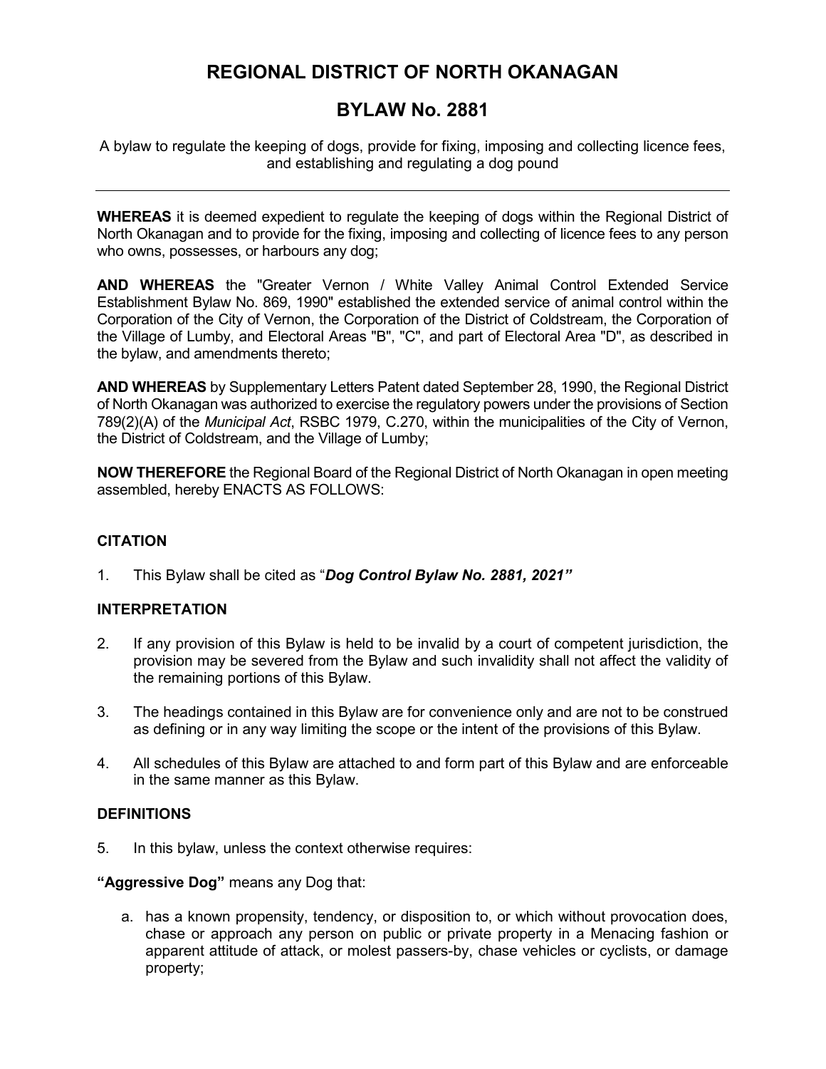# REGIONAL DISTRICT OF NORTH OKANAGAN

## BYLAW No. 2881

A bylaw to regulate the keeping of dogs, provide for fixing, imposing and collecting licence fees, and establishing and regulating a dog pound

---

**WHEREAS** it is deemed expedient to regulate the keeping of dogs within the Regional District of North Okanagan and to provide for the fixing, imposing and collecting of licence fees to any person who owns, possesses, or harbours any dog;

**AND WHEREAS** the "Greater Vernon / White Valley Animal Control Extended Service Establishment Bylaw No. 869, 1990" established the extended service of animal control within the Corporation of the City of Vernon, the Corporation of the District of Coldstream, the Corporation of the Village of Lumby, and Electoral Areas "B", "C", and part of Electoral Area "D", as described in the bylaw, and amendments thereto;

**AND WHEREAS** by Supplementary Letters Patent dated September 28, 1990, the Regional District of North Okanagan was authorized to exercise the regulatory powers under the provisions of Section 789(2)(A) of the *Municipal Act*, RSBC 1979, C.270, within the municipalities of the City of Vernon, the District of Coldstream, and the Village of Lumby;

**NOW THEREFORE** the Regional Board of the Regional District of North Okanagan in open meeting assembled, hereby ENACTS AS FOLLOWS:

### CITATION

1. This Bylaw shall be cited as "***Dog Control Bylaw No. 2881, 2021"***

### INTERPRETATION

2. If any provision of this Bylaw is held to be invalid by a court of competent jurisdiction, the provision may be severed from the Bylaw and such invalidity shall not affect the validity of the remaining portions of this Bylaw.

3. The headings contained in this Bylaw are for convenience only and are not to be construed as defining or in any way limiting the scope or the intent of the provisions of this Bylaw.

4. All schedules of this Bylaw are attached to and form part of this Bylaw and are enforceable in the same manner as this Bylaw.

### DEFINITIONS

5. In this bylaw, unless the context otherwise requires:

**"Aggressive Dog"** means any Dog that:

a. has a known propensity, tendency, or disposition to, or which without provocation does, chase or approach any person on public or private property in a Menacing fashion or apparent attitude of attack, or molest passers-by, chase vehicles or cyclists, or damage property;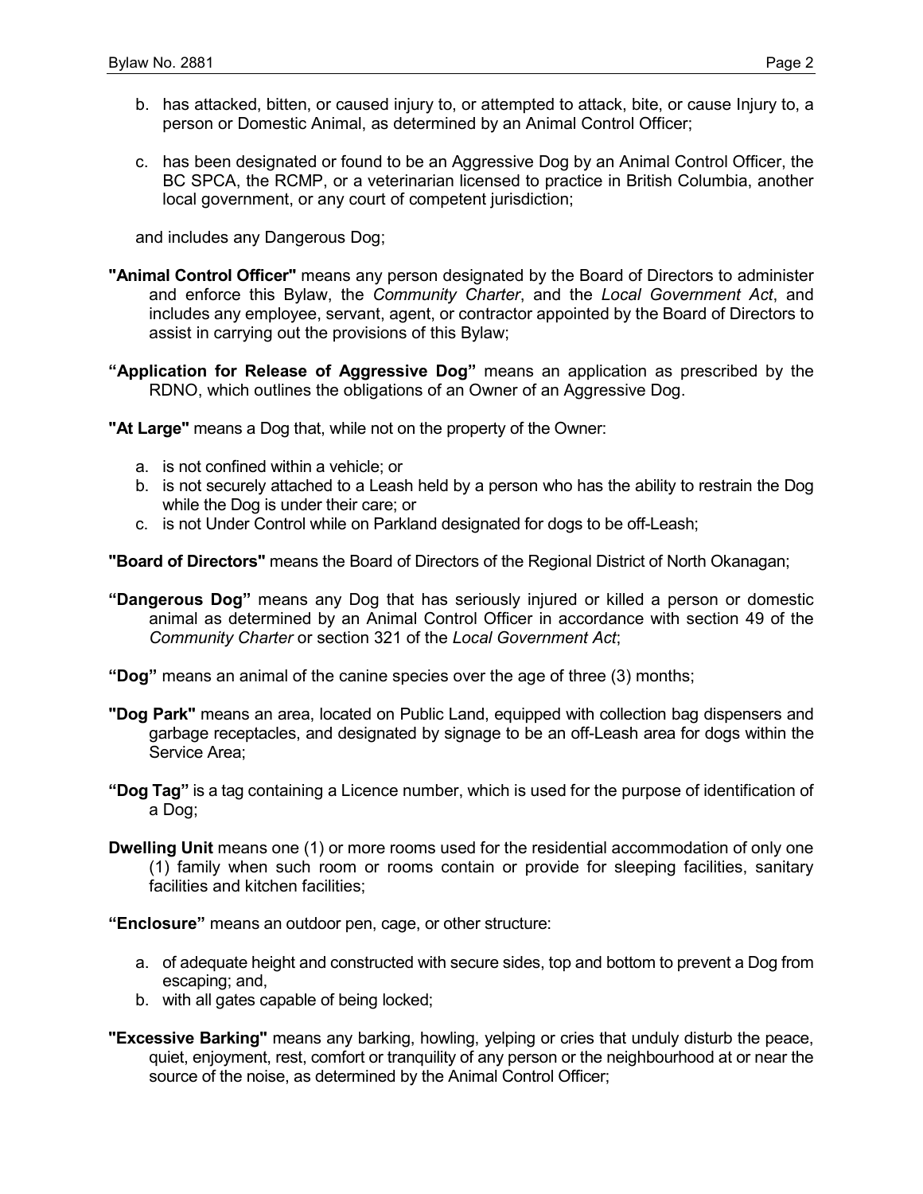b. has attacked, bitten, or caused injury to, or attempted to attack, bite, or cause Injury to, a person or Domestic Animal, as determined by an Animal Control Officer;

c. has been designated or found to be an Aggressive Dog by an Animal Control Officer, the BC SPCA, the RCMP, or a veterinarian licensed to practice in British Columbia, another local government, or any court of competent jurisdiction;

and includes any Dangerous Dog;

**"Animal Control Officer"** means any person designated by the Board of Directors to administer and enforce this Bylaw, the *Community Charter*, and the *Local Government Act*, and includes any employee, servant, agent, or contractor appointed by the Board of Directors to assist in carrying out the provisions of this Bylaw;

**"Application for Release of Aggressive Dog"** means an application as prescribed by the RDNO, which outlines the obligations of an Owner of an Aggressive Dog.

**"At Large"** means a Dog that, while not on the property of the Owner:

a. is not confined within a vehicle; or
b. is not securely attached to a Leash held by a person who has the ability to restrain the Dog while the Dog is under their care; or
c. is not Under Control while on Parkland designated for dogs to be off-Leash;

**"Board of Directors"** means the Board of Directors of the Regional District of North Okanagan;

**"Dangerous Dog"** means any Dog that has seriously injured or killed a person or domestic animal as determined by an Animal Control Officer in accordance with section 49 of the *Community Charter* or section 321 of the *Local Government Act*;

**"Dog"** means an animal of the canine species over the age of three (3) months;

**"Dog Park"** means an area, located on Public Land, equipped with collection bag dispensers and garbage receptacles, and designated by signage to be an off-Leash area for dogs within the Service Area;

**"Dog Tag"** is a tag containing a Licence number, which is used for the purpose of identification of a Dog;

**Dwelling Unit** means one (1) or more rooms used for the residential accommodation of only one (1) family when such room or rooms contain or provide for sleeping facilities, sanitary facilities and kitchen facilities;

**"Enclosure"** means an outdoor pen, cage, or other structure:

a. of adequate height and constructed with secure sides, top and bottom to prevent a Dog from escaping; and,
b. with all gates capable of being locked;

**"Excessive Barking"** means any barking, howling, yelping or cries that unduly disturb the peace, quiet, enjoyment, rest, comfort or tranquility of any person or the neighbourhood at or near the source of the noise, as determined by the Animal Control Officer;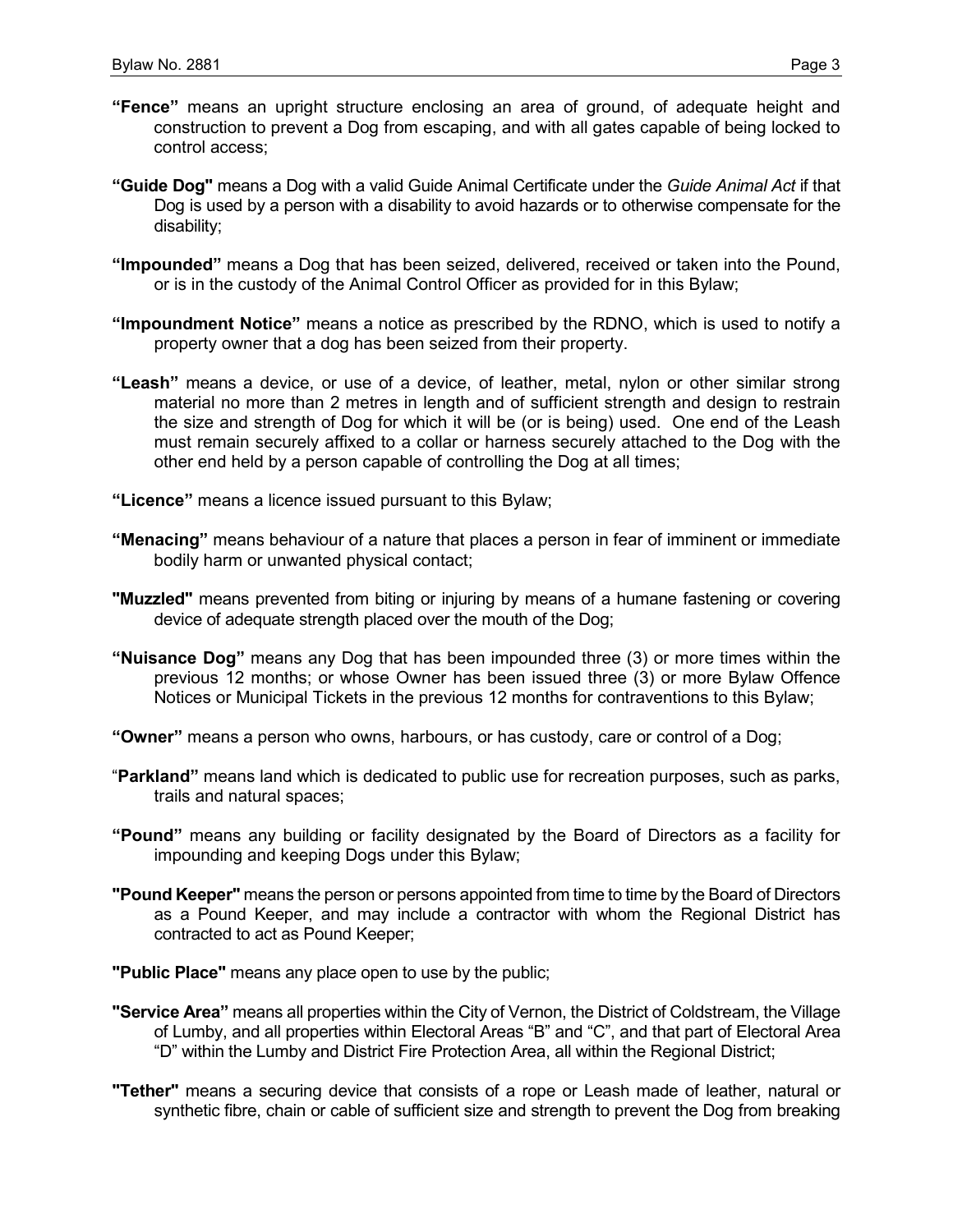**"Fence"** means an upright structure enclosing an area of ground, of adequate height and construction to prevent a Dog from escaping, and with all gates capable of being locked to control access;

**"Guide Dog"** means a Dog with a valid Guide Animal Certificate under the *Guide Animal Act* if that Dog is used by a person with a disability to avoid hazards or to otherwise compensate for the disability;

**"Impounded"** means a Dog that has been seized, delivered, received or taken into the Pound, or is in the custody of the Animal Control Officer as provided for in this Bylaw;

**"Impoundment Notice"** means a notice as prescribed by the RDNO, which is used to notify a property owner that a dog has been seized from their property.

**"Leash"** means a device, or use of a device, of leather, metal, nylon or other similar strong material no more than 2 metres in length and of sufficient strength and design to restrain the size and strength of Dog for which it will be (or is being) used. One end of the Leash must remain securely affixed to a collar or harness securely attached to the Dog with the other end held by a person capable of controlling the Dog at all times;

**"Licence"** means a licence issued pursuant to this Bylaw;

**"Menacing"** means behaviour of a nature that places a person in fear of imminent or immediate bodily harm or unwanted physical contact;

**"Muzzled"** means prevented from biting or injuring by means of a humane fastening or covering device of adequate strength placed over the mouth of the Dog;

**"Nuisance Dog"** means any Dog that has been impounded three (3) or more times within the previous 12 months; or whose Owner has been issued three (3) or more Bylaw Offence Notices or Municipal Tickets in the previous 12 months for contraventions to this Bylaw;

**"Owner"** means a person who owns, harbours, or has custody, care or control of a Dog;

"**Parkland"** means land which is dedicated to public use for recreation purposes, such as parks, trails and natural spaces;

**"Pound"** means any building or facility designated by the Board of Directors as a facility for impounding and keeping Dogs under this Bylaw;

**"Pound Keeper"** means the person or persons appointed from time to time by the Board of Directors as a Pound Keeper, and may include a contractor with whom the Regional District has contracted to act as Pound Keeper;

**"Public Place"** means any place open to use by the public;

**"Service Area"** means all properties within the City of Vernon, the District of Coldstream, the Village of Lumby, and all properties within Electoral Areas "B" and "C", and that part of Electoral Area "D" within the Lumby and District Fire Protection Area, all within the Regional District;

**"Tether"** means a securing device that consists of a rope or Leash made of leather, natural or synthetic fibre, chain or cable of sufficient size and strength to prevent the Dog from breaking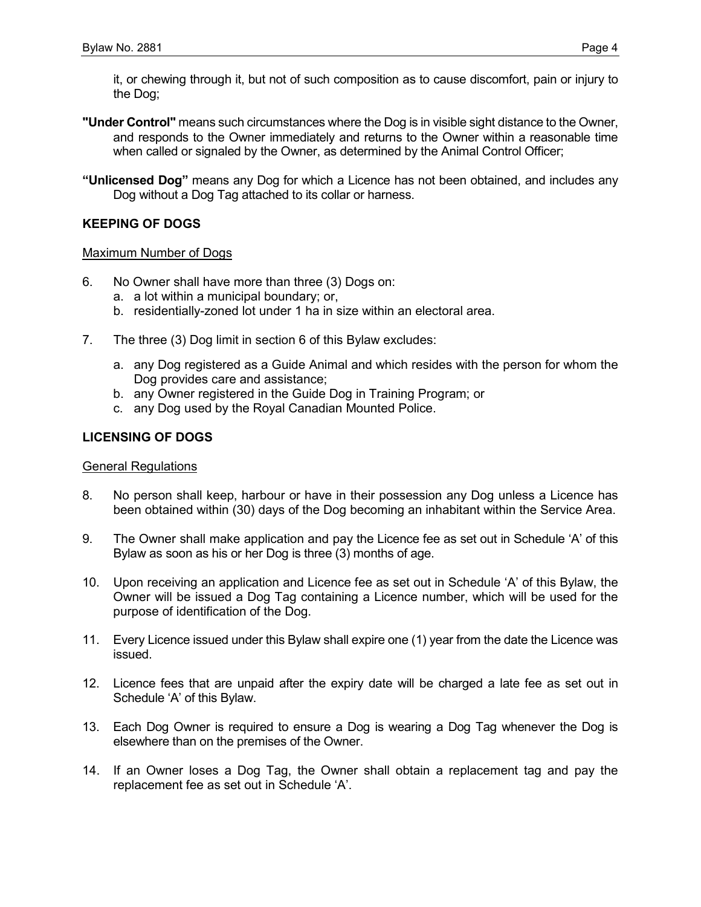it, or chewing through it, but not of such composition as to cause discomfort, pain or injury to the Dog;

**"Under Control"** means such circumstances where the Dog is in visible sight distance to the Owner, and responds to the Owner immediately and returns to the Owner within a reasonable time when called or signaled by the Owner, as determined by the Animal Control Officer;

**"Unlicensed Dog"** means any Dog for which a Licence has not been obtained, and includes any Dog without a Dog Tag attached to its collar or harness.

## KEEPING OF DOGS

Maximum Number of Dogs

6. No Owner shall have more than three (3) Dogs on:
   a. a lot within a municipal boundary; or,
   b. residentially-zoned lot under 1 ha in size within an electoral area.

7. The three (3) Dog limit in section 6 of this Bylaw excludes:
   a. any Dog registered as a Guide Animal and which resides with the person for whom the Dog provides care and assistance;
   b. any Owner registered in the Guide Dog in Training Program; or
   c. any Dog used by the Royal Canadian Mounted Police.

## LICENSING OF DOGS

General Regulations

8. No person shall keep, harbour or have in their possession any Dog unless a Licence has been obtained within (30) days of the Dog becoming an inhabitant within the Service Area.

9. The Owner shall make application and pay the Licence fee as set out in Schedule 'A' of this Bylaw as soon as his or her Dog is three (3) months of age.

10. Upon receiving an application and Licence fee as set out in Schedule 'A' of this Bylaw, the Owner will be issued a Dog Tag containing a Licence number, which will be used for the purpose of identification of the Dog.

11. Every Licence issued under this Bylaw shall expire one (1) year from the date the Licence was issued.

12. Licence fees that are unpaid after the expiry date will be charged a late fee as set out in Schedule 'A' of this Bylaw.

13. Each Dog Owner is required to ensure a Dog is wearing a Dog Tag whenever the Dog is elsewhere than on the premises of the Owner.

14. If an Owner loses a Dog Tag, the Owner shall obtain a replacement tag and pay the replacement fee as set out in Schedule 'A'.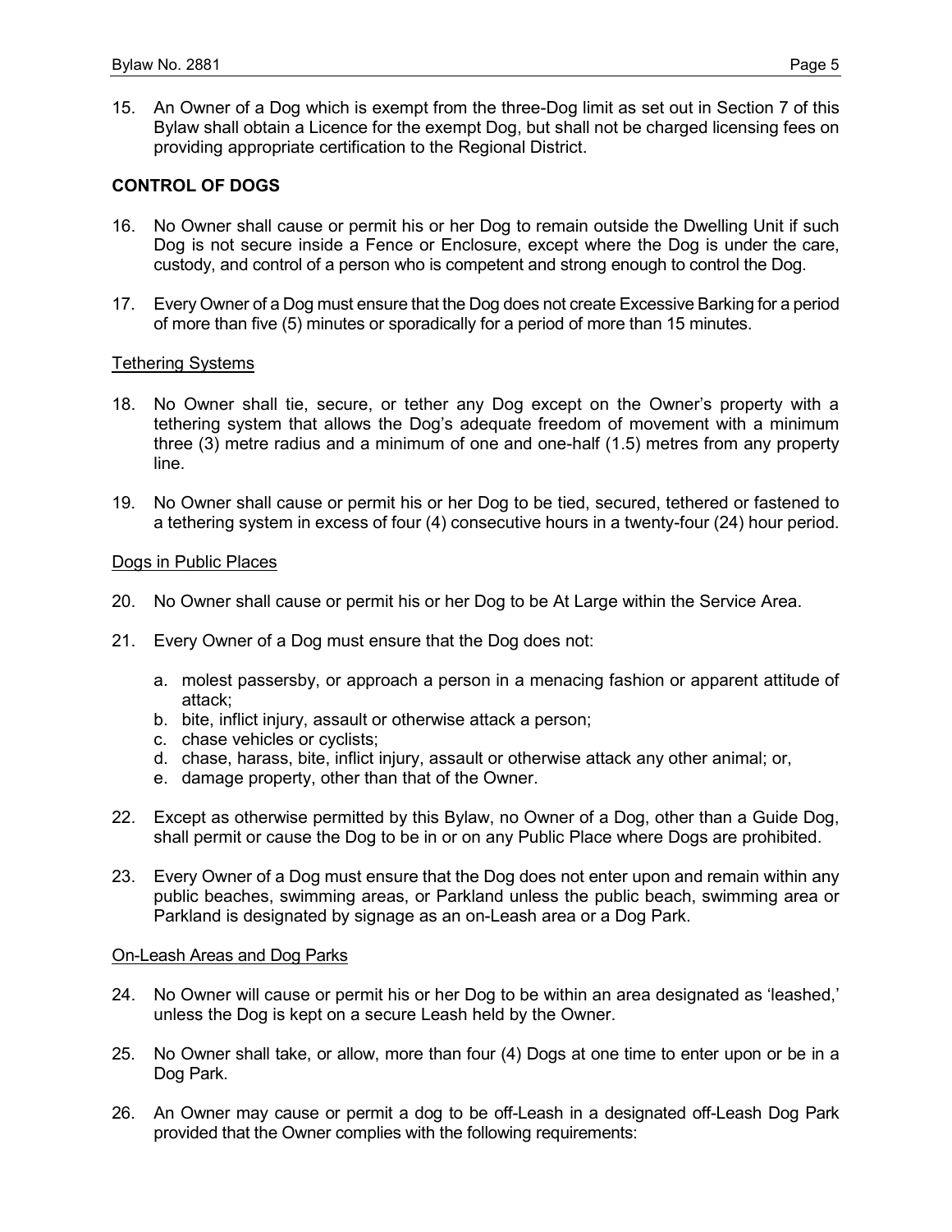15. An Owner of a Dog which is exempt from the three-Dog limit as set out in Section 7 of this Bylaw shall obtain a Licence for the exempt Dog, but shall not be charged licensing fees on providing appropriate certification to the Regional District.

## CONTROL OF DOGS

16. No Owner shall cause or permit his or her Dog to remain outside the Dwelling Unit if such Dog is not secure inside a Fence or Enclosure, except where the Dog is under the care, custody, and control of a person who is competent and strong enough to control the Dog.

17. Every Owner of a Dog must ensure that the Dog does not create Excessive Barking for a period of more than five (5) minutes or sporadically for a period of more than 15 minutes.

<u>Tethering Systems</u>

18. No Owner shall tie, secure, or tether any Dog except on the Owner's property with a tethering system that allows the Dog's adequate freedom of movement with a minimum three (3) metre radius and a minimum of one and one-half (1.5) metres from any property line.

19. No Owner shall cause or permit his or her Dog to be tied, secured, tethered or fastened to a tethering system in excess of four (4) consecutive hours in a twenty-four (24) hour period.

<u>Dogs in Public Places</u>

20. No Owner shall cause or permit his or her Dog to be At Large within the Service Area.

21. Every Owner of a Dog must ensure that the Dog does not:

    a. molest passersby, or approach a person in a menacing fashion or apparent attitude of attack;
    b. bite, inflict injury, assault or otherwise attack a person;
    c. chase vehicles or cyclists;
    d. chase, harass, bite, inflict injury, assault or otherwise attack any other animal; or,
    e. damage property, other than that of the Owner.

22. Except as otherwise permitted by this Bylaw, no Owner of a Dog, other than a Guide Dog, shall permit or cause the Dog to be in or on any Public Place where Dogs are prohibited.

23. Every Owner of a Dog must ensure that the Dog does not enter upon and remain within any public beaches, swimming areas, or Parkland unless the public beach, swimming area or Parkland is designated by signage as an on-Leash area or a Dog Park.

<u>On-Leash Areas and Dog Parks</u>

24. No Owner will cause or permit his or her Dog to be within an area designated as 'leashed,' unless the Dog is kept on a secure Leash held by the Owner.

25. No Owner shall take, or allow, more than four (4) Dogs at one time to enter upon or be in a Dog Park.

26. An Owner may cause or permit a dog to be off-Leash in a designated off-Leash Dog Park provided that the Owner complies with the following requirements: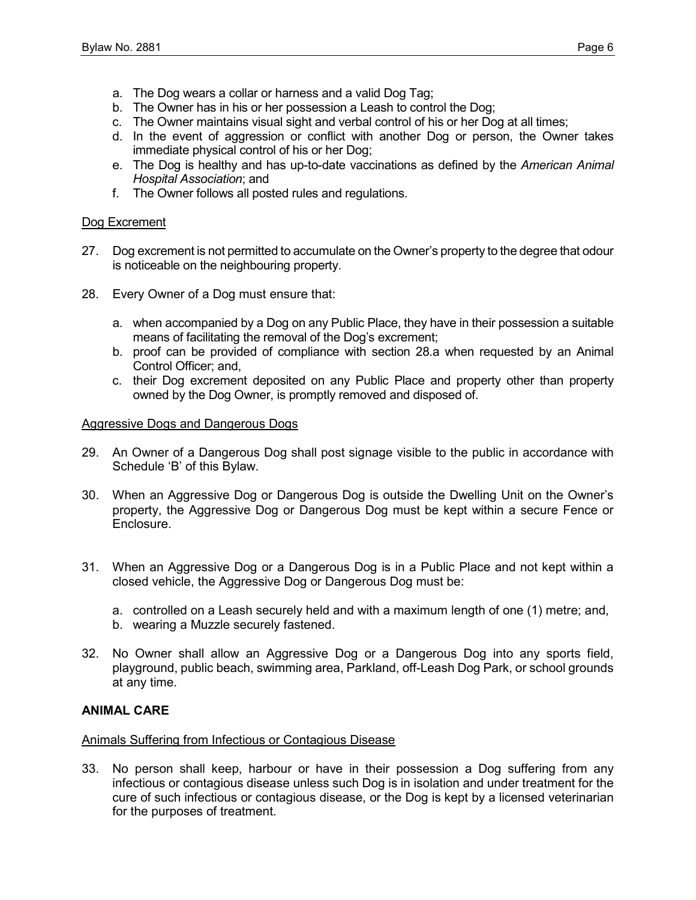a. The Dog wears a collar or harness and a valid Dog Tag;
b. The Owner has in his or her possession a Leash to control the Dog;
c. The Owner maintains visual sight and verbal control of his or her Dog at all times;
d. In the event of aggression or conflict with another Dog or person, the Owner takes immediate physical control of his or her Dog;
e. The Dog is healthy and has up-to-date vaccinations as defined by the *American Animal Hospital Association*; and
f. The Owner follows all posted rules and regulations.

Dog Excrement

27. Dog excrement is not permitted to accumulate on the Owner's property to the degree that odour is noticeable on the neighbouring property.

28. Every Owner of a Dog must ensure that:

    a. when accompanied by a Dog on any Public Place, they have in their possession a suitable means of facilitating the removal of the Dog's excrement;
    b. proof can be provided of compliance with section 28.a when requested by an Animal Control Officer; and,
    c. their Dog excrement deposited on any Public Place and property other than property owned by the Dog Owner, is promptly removed and disposed of.

Aggressive Dogs and Dangerous Dogs

29. An Owner of a Dangerous Dog shall post signage visible to the public in accordance with Schedule 'B' of this Bylaw.

30. When an Aggressive Dog or Dangerous Dog is outside the Dwelling Unit on the Owner's property, the Aggressive Dog or Dangerous Dog must be kept within a secure Fence or Enclosure.

31. When an Aggressive Dog or a Dangerous Dog is in a Public Place and not kept within a closed vehicle, the Aggressive Dog or Dangerous Dog must be:

    a. controlled on a Leash securely held and with a maximum length of one (1) metre; and,
    b. wearing a Muzzle securely fastened.

32. No Owner shall allow an Aggressive Dog or a Dangerous Dog into any sports field, playground, public beach, swimming area, Parkland, off-Leash Dog Park, or school grounds at any time.

## ANIMAL CARE

Animals Suffering from Infectious or Contagious Disease

33. No person shall keep, harbour or have in their possession a Dog suffering from any infectious or contagious disease unless such Dog is in isolation and under treatment for the cure of such infectious or contagious disease, or the Dog is kept by a licensed veterinarian for the purposes of treatment.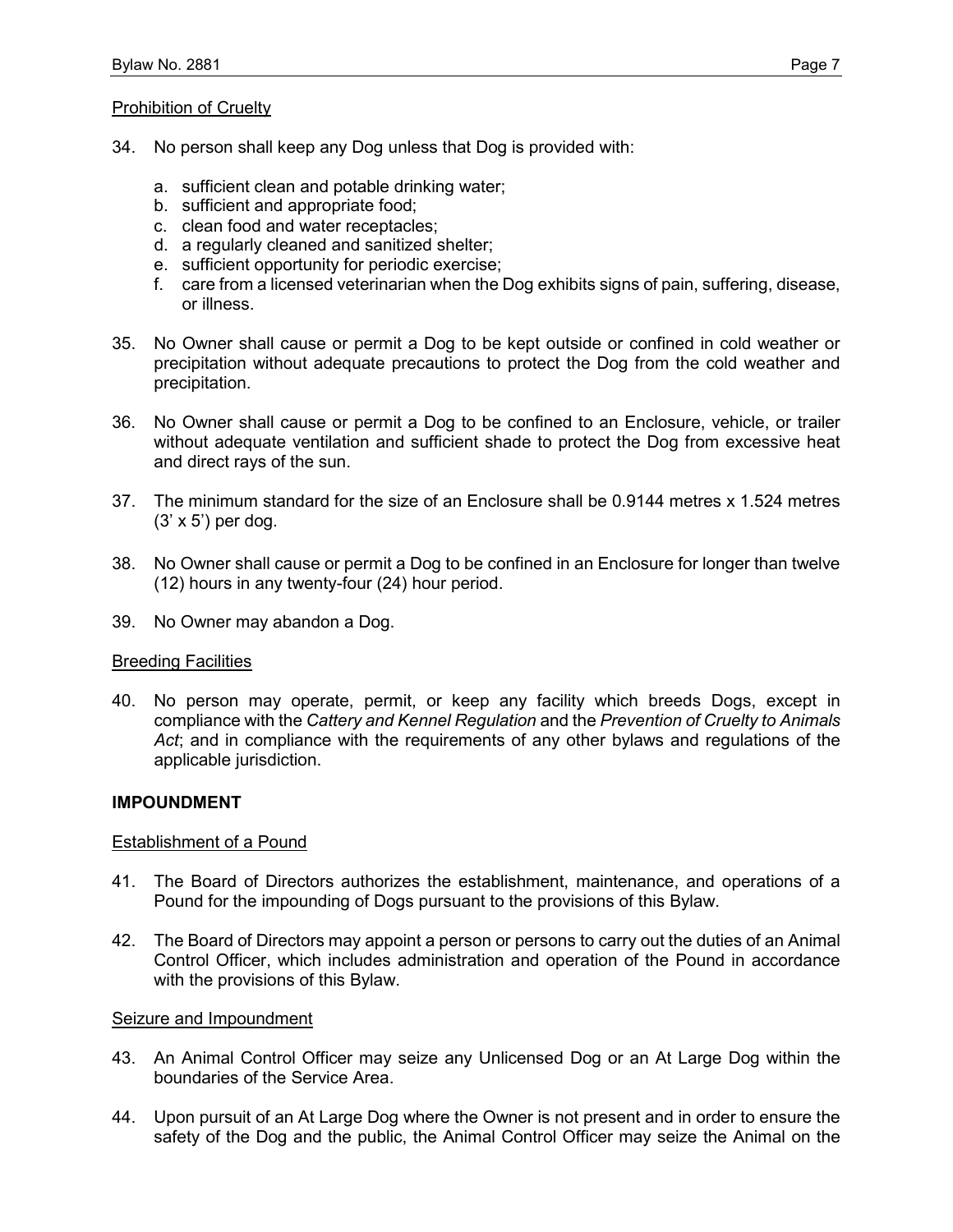Prohibition of Cruelty

34. No person shall keep any Dog unless that Dog is provided with:

    a. sufficient clean and potable drinking water;
    b. sufficient and appropriate food;
    c. clean food and water receptacles;
    d. a regularly cleaned and sanitized shelter;
    e. sufficient opportunity for periodic exercise;
    f. care from a licensed veterinarian when the Dog exhibits signs of pain, suffering, disease, or illness.

35. No Owner shall cause or permit a Dog to be kept outside or confined in cold weather or precipitation without adequate precautions to protect the Dog from the cold weather and precipitation.

36. No Owner shall cause or permit a Dog to be confined to an Enclosure, vehicle, or trailer without adequate ventilation and sufficient shade to protect the Dog from excessive heat and direct rays of the sun.

37. The minimum standard for the size of an Enclosure shall be 0.9144 metres x 1.524 metres (3' x 5') per dog.

38. No Owner shall cause or permit a Dog to be confined in an Enclosure for longer than twelve (12) hours in any twenty-four (24) hour period.

39. No Owner may abandon a Dog.

Breeding Facilities

40. No person may operate, permit, or keep any facility which breeds Dogs, except in compliance with the *Cattery and Kennel Regulation* and the *Prevention of Cruelty to Animals Act*; and in compliance with the requirements of any other bylaws and regulations of the applicable jurisdiction.

## IMPOUNDMENT

Establishment of a Pound

41. The Board of Directors authorizes the establishment, maintenance, and operations of a Pound for the impounding of Dogs pursuant to the provisions of this Bylaw.

42. The Board of Directors may appoint a person or persons to carry out the duties of an Animal Control Officer, which includes administration and operation of the Pound in accordance with the provisions of this Bylaw.

Seizure and Impoundment

43. An Animal Control Officer may seize any Unlicensed Dog or an At Large Dog within the boundaries of the Service Area.

44. Upon pursuit of an At Large Dog where the Owner is not present and in order to ensure the safety of the Dog and the public, the Animal Control Officer may seize the Animal on the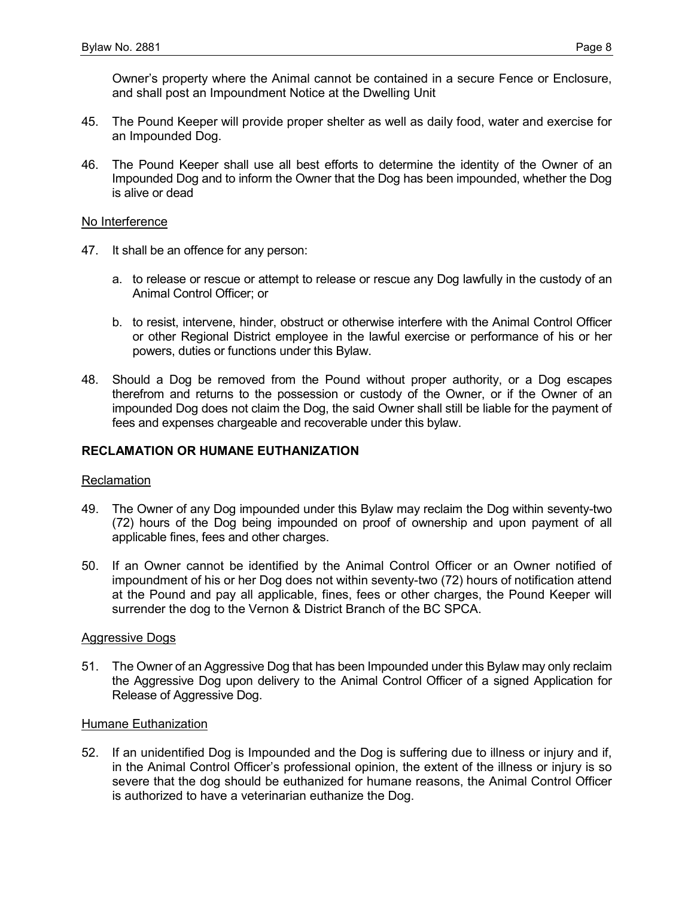Owner's property where the Animal cannot be contained in a secure Fence or Enclosure, and shall post an Impoundment Notice at the Dwelling Unit

45. The Pound Keeper will provide proper shelter as well as daily food, water and exercise for an Impounded Dog.

46. The Pound Keeper shall use all best efforts to determine the identity of the Owner of an Impounded Dog and to inform the Owner that the Dog has been impounded, whether the Dog is alive or dead

<u>No Interference</u>

47. It shall be an offence for any person:

    a. to release or rescue or attempt to release or rescue any Dog lawfully in the custody of an Animal Control Officer; or

    b. to resist, intervene, hinder, obstruct or otherwise interfere with the Animal Control Officer or other Regional District employee in the lawful exercise or performance of his or her powers, duties or functions under this Bylaw.

48. Should a Dog be removed from the Pound without proper authority, or a Dog escapes therefrom and returns to the possession or custody of the Owner, or if the Owner of an impounded Dog does not claim the Dog, the said Owner shall still be liable for the payment of fees and expenses chargeable and recoverable under this bylaw.

**RECLAMATION OR HUMANE EUTHANIZATION**

<u>Reclamation</u>

49. The Owner of any Dog impounded under this Bylaw may reclaim the Dog within seventy-two (72) hours of the Dog being impounded on proof of ownership and upon payment of all applicable fines, fees and other charges.

50. If an Owner cannot be identified by the Animal Control Officer or an Owner notified of impoundment of his or her Dog does not within seventy-two (72) hours of notification attend at the Pound and pay all applicable, fines, fees or other charges, the Pound Keeper will surrender the dog to the Vernon & District Branch of the BC SPCA.

<u>Aggressive Dogs</u>

51. The Owner of an Aggressive Dog that has been Impounded under this Bylaw may only reclaim the Aggressive Dog upon delivery to the Animal Control Officer of a signed Application for Release of Aggressive Dog.

<u>Humane Euthanization</u>

52. If an unidentified Dog is Impounded and the Dog is suffering due to illness or injury and if, in the Animal Control Officer's professional opinion, the extent of the illness or injury is so severe that the dog should be euthanized for humane reasons, the Animal Control Officer is authorized to have a veterinarian euthanize the Dog.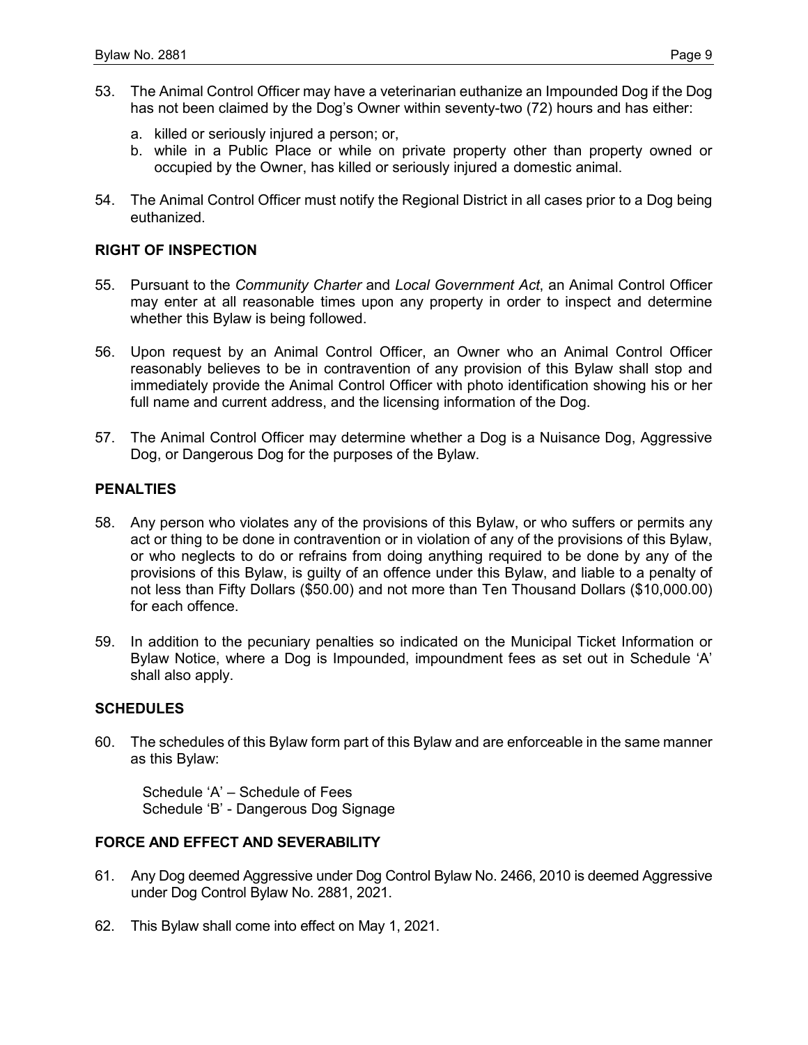53. The Animal Control Officer may have a veterinarian euthanize an Impounded Dog if the Dog has not been claimed by the Dog's Owner within seventy-two (72) hours and has either:

    a. killed or seriously injured a person; or,
    b. while in a Public Place or while on private property other than property owned or occupied by the Owner, has killed or seriously injured a domestic animal.

54. The Animal Control Officer must notify the Regional District in all cases prior to a Dog being euthanized.

### RIGHT OF INSPECTION

55. Pursuant to the *Community Charter* and *Local Government Act*, an Animal Control Officer may enter at all reasonable times upon any property in order to inspect and determine whether this Bylaw is being followed.

56. Upon request by an Animal Control Officer, an Owner who an Animal Control Officer reasonably believes to be in contravention of any provision of this Bylaw shall stop and immediately provide the Animal Control Officer with photo identification showing his or her full name and current address, and the licensing information of the Dog.

57. The Animal Control Officer may determine whether a Dog is a Nuisance Dog, Aggressive Dog, or Dangerous Dog for the purposes of the Bylaw.

### PENALTIES

58. Any person who violates any of the provisions of this Bylaw, or who suffers or permits any act or thing to be done in contravention or in violation of any of the provisions of this Bylaw, or who neglects to do or refrains from doing anything required to be done by any of the provisions of this Bylaw, is guilty of an offence under this Bylaw, and liable to a penalty of not less than Fifty Dollars ($50.00) and not more than Ten Thousand Dollars ($10,000.00) for each offence.

59. In addition to the pecuniary penalties so indicated on the Municipal Ticket Information or Bylaw Notice, where a Dog is Impounded, impoundment fees as set out in Schedule 'A' shall also apply.

### SCHEDULES

60. The schedules of this Bylaw form part of this Bylaw and are enforceable in the same manner as this Bylaw:

    Schedule 'A' – Schedule of Fees
    Schedule 'B' - Dangerous Dog Signage

### FORCE AND EFFECT AND SEVERABILITY

61. Any Dog deemed Aggressive under Dog Control Bylaw No. 2466, 2010 is deemed Aggressive under Dog Control Bylaw No. 2881, 2021.

62. This Bylaw shall come into effect on May 1, 2021.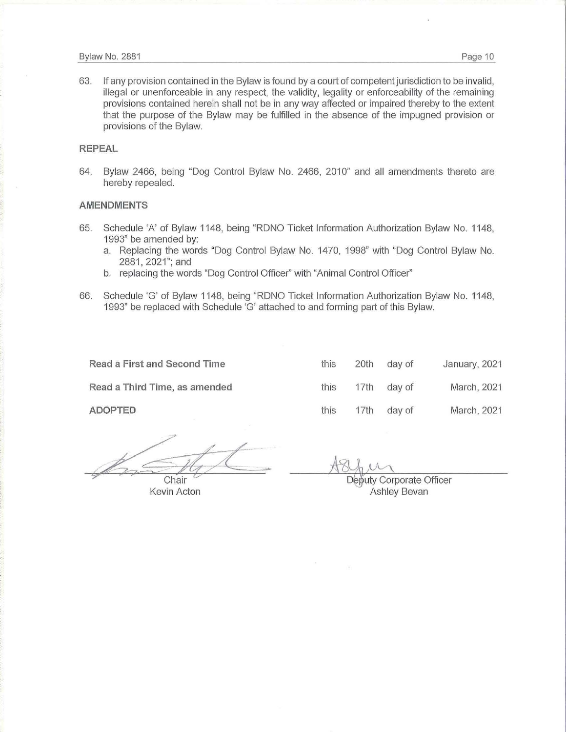63. If any provision contained in the Bylaw is found by a court of competent jurisdiction to be invalid, illegal or unenforceable in any respect, the validity, legality or enforceability of the remaining provisions contained herein shall not be in any way affected or impaired thereby to the extent that the purpose of the Bylaw may be fulfilled in the absence of the impugned provision or provisions of the Bylaw.

## REPEAL

64. Bylaw 2466, being "Dog Control Bylaw No. 2466, 2010" and all amendments thereto are hereby repealed.

## AMENDMENTS

65. Schedule 'A' of Bylaw 1148, being "RDNO Ticket Information Authorization Bylaw No. 1148, 1993" be amended by:
    a. Replacing the words "Dog Control Bylaw No. 1470, 1998" with "Dog Control Bylaw No. 2881, 2021"; and
    b. replacing the words "Dog Control Officer" with "Animal Control Officer"

66. Schedule 'G' of Bylaw 1148, being "RDNO Ticket Information Authorization Bylaw No. 1148, 1993" be replaced with Schedule 'G' attached to and forming part of this Bylaw.

| | | | | |
|---|---|---|---|---|
| **Read a First and Second Time** | this | 20th | day of | January, 2021 |
| **Read a Third Time, as amended** | this | 17th | day of | March, 2021 |
| **ADOPTED** | this | 17th | day of | March, 2021 |

Chair
Kevin Acton

Deputy Corporate Officer
Ashley Bevan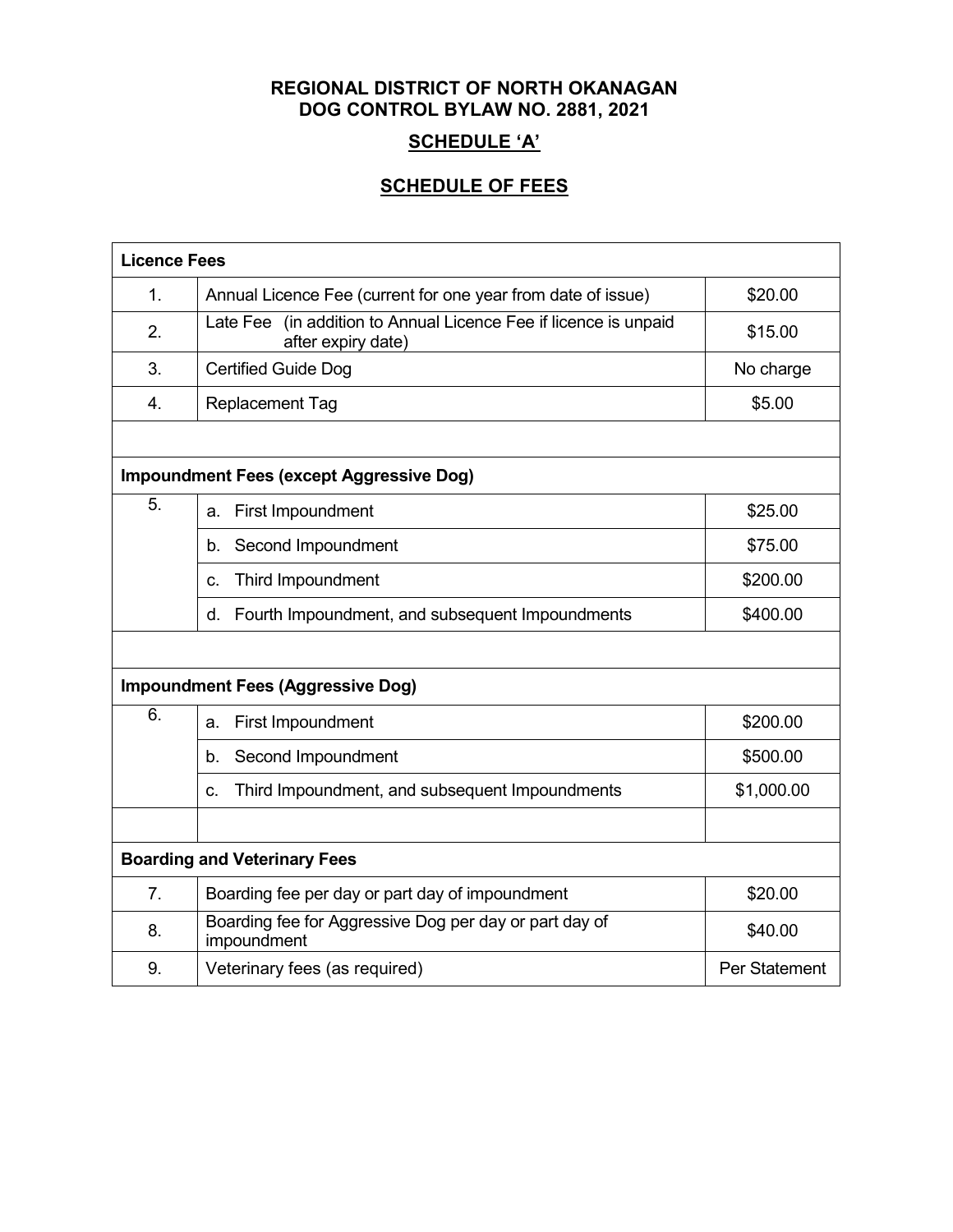**REGIONAL DISTRICT OF NORTH OKANAGAN**
**DOG CONTROL BYLAW NO. 2881, 2021**

## SCHEDULE 'A'

## SCHEDULE OF FEES

| **Licence Fees** | | |
|---|---|---|
| 1. | Annual Licence Fee (current for one year from date of issue) | $20.00 |
| 2. | Late Fee (in addition to Annual Licence Fee if licence is unpaid after expiry date) | $15.00 |
| 3. | Certified Guide Dog | No charge |
| 4. | Replacement Tag | $5.00 |
| | | |
| **Impoundment Fees (except Aggressive Dog)** | | |
| 5. | a. First Impoundment | $25.00 |
| | b. Second Impoundment | $75.00 |
| | c. Third Impoundment | $200.00 |
| | d. Fourth Impoundment, and subsequent Impoundments | $400.00 |
| | | |
| **Impoundment Fees (Aggressive Dog)** | | |
| 6. | a. First Impoundment | $200.00 |
| | b. Second Impoundment | $500.00 |
| | c. Third Impoundment, and subsequent Impoundments | $1,000.00 |
| | | |
| **Boarding and Veterinary Fees** | | |
| 7. | Boarding fee per day or part day of impoundment | $20.00 |
| 8. | Boarding fee for Aggressive Dog per day or part day of impoundment | $40.00 |
| 9. | Veterinary fees (as required) | Per Statement |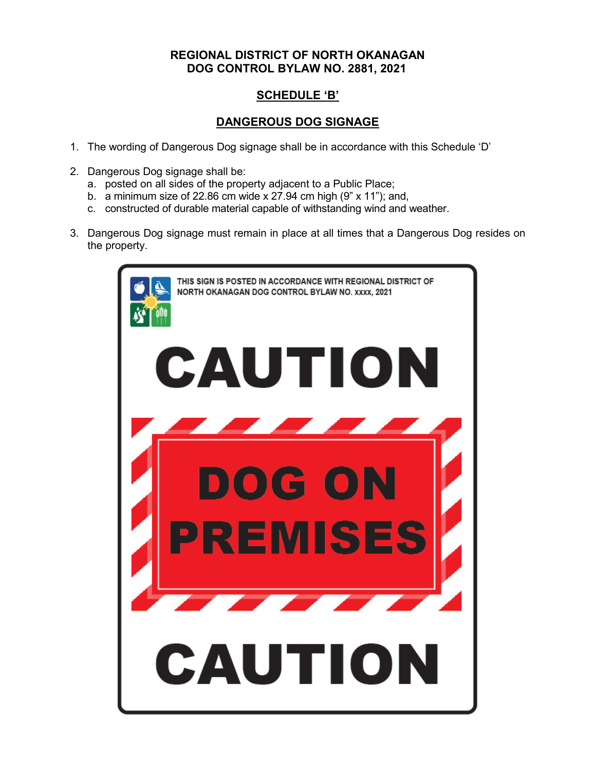**REGIONAL DISTRICT OF NORTH OKANAGAN**
**DOG CONTROL BYLAW NO. 2881, 2021**

## SCHEDULE 'B'

## DANGEROUS DOG SIGNAGE

1. The wording of Dangerous Dog signage shall be in accordance with this Schedule 'D'
2. Dangerous Dog signage shall be:
   a. posted on all sides of the property adjacent to a Public Place;
   b. a minimum size of 22.86 cm wide x 27.94 cm high (9" x 11"); and,
   c. constructed of durable material capable of withstanding wind and weather.
3. Dangerous Dog signage must remain in place at all times that a Dangerous Dog resides on the property.

THIS SIGN IS POSTED IN ACCORDANCE WITH REGIONAL DISTRICT OF NORTH OKANAGAN DOG CONTROL BYLAW NO. xxxx, 2021

**CAUTION**

**DOG ON PREMISES**

**CAUTION**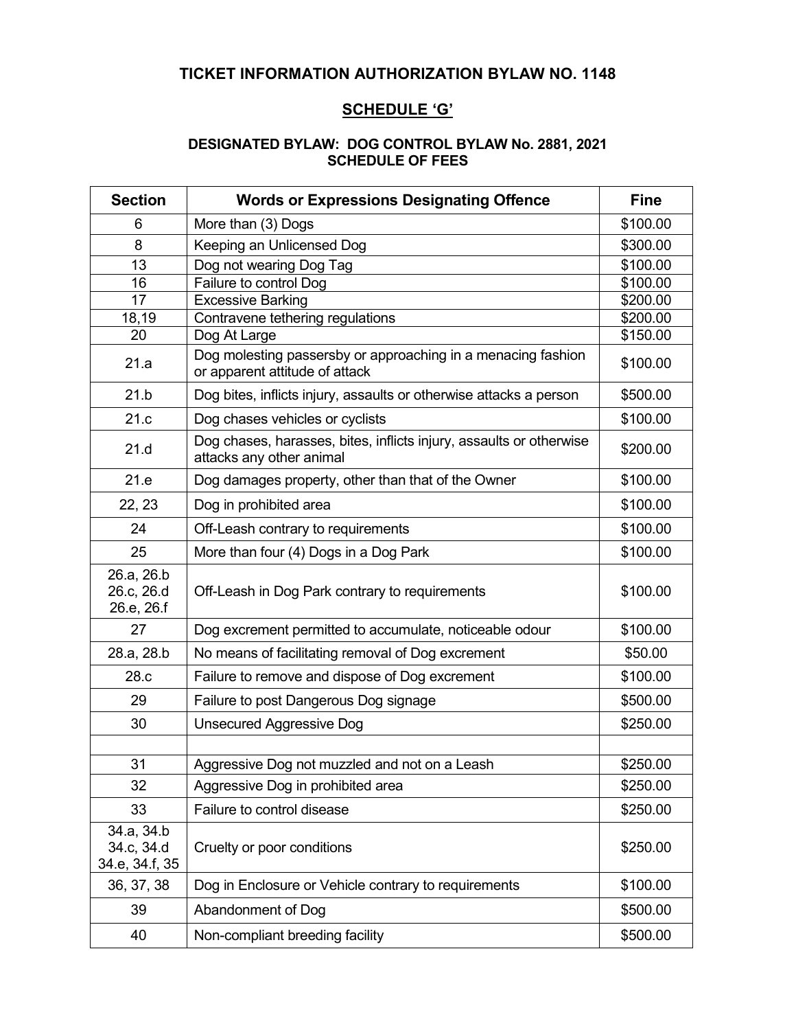# TICKET INFORMATION AUTHORIZATION BYLAW NO. 1148

## SCHEDULE ‘G’

### DESIGNATED BYLAW: DOG CONTROL BYLAW No. 2881, 2021
### SCHEDULE OF FEES

| Section | Words or Expressions Designating Offence | Fine |
|---|---|---|
| 6 | More than (3) Dogs | $100.00 |
| 8 | Keeping an Unlicensed Dog | $300.00 |
| 13 | Dog not wearing Dog Tag | $100.00 |
| 16 | Failure to control Dog | $100.00 |
| 17 | Excessive Barking | $200.00 |
| 18,19 | Contravene tethering regulations | $200.00 |
| 20 | Dog At Large | $150.00 |
| 21.a | Dog molesting passersby or approaching in a menacing fashion or apparent attitude of attack | $100.00 |
| 21.b | Dog bites, inflicts injury, assaults or otherwise attacks a person | $500.00 |
| 21.c | Dog chases vehicles or cyclists | $100.00 |
| 21.d | Dog chases, harasses, bites, inflicts injury, assaults or otherwise attacks any other animal | $200.00 |
| 21.e | Dog damages property, other than that of the Owner | $100.00 |
| 22, 23 | Dog in prohibited area | $100.00 |
| 24 | Off-Leash contrary to requirements | $100.00 |
| 25 | More than four (4) Dogs in a Dog Park | $100.00 |
| 26.a, 26.b 26.c, 26.d 26.e, 26.f | Off-Leash in Dog Park contrary to requirements | $100.00 |
| 27 | Dog excrement permitted to accumulate, noticeable odour | $100.00 |
| 28.a, 28.b | No means of facilitating removal of Dog excrement | $50.00 |
| 28.c | Failure to remove and dispose of Dog excrement | $100.00 |
| 29 | Failure to post Dangerous Dog signage | $500.00 |
| 30 | Unsecured Aggressive Dog | $250.00 |
| | | |
| 31 | Aggressive Dog not muzzled and not on a Leash | $250.00 |
| 32 | Aggressive Dog in prohibited area | $250.00 |
| 33 | Failure to control disease | $250.00 |
| 34.a, 34.b 34.c, 34.d 34.e, 34.f, 35 | Cruelty or poor conditions | $250.00 |
| 36, 37, 38 | Dog in Enclosure or Vehicle contrary to requirements | $100.00 |
| 39 | Abandonment of Dog | $500.00 |
| 40 | Non-compliant breeding facility | $500.00 |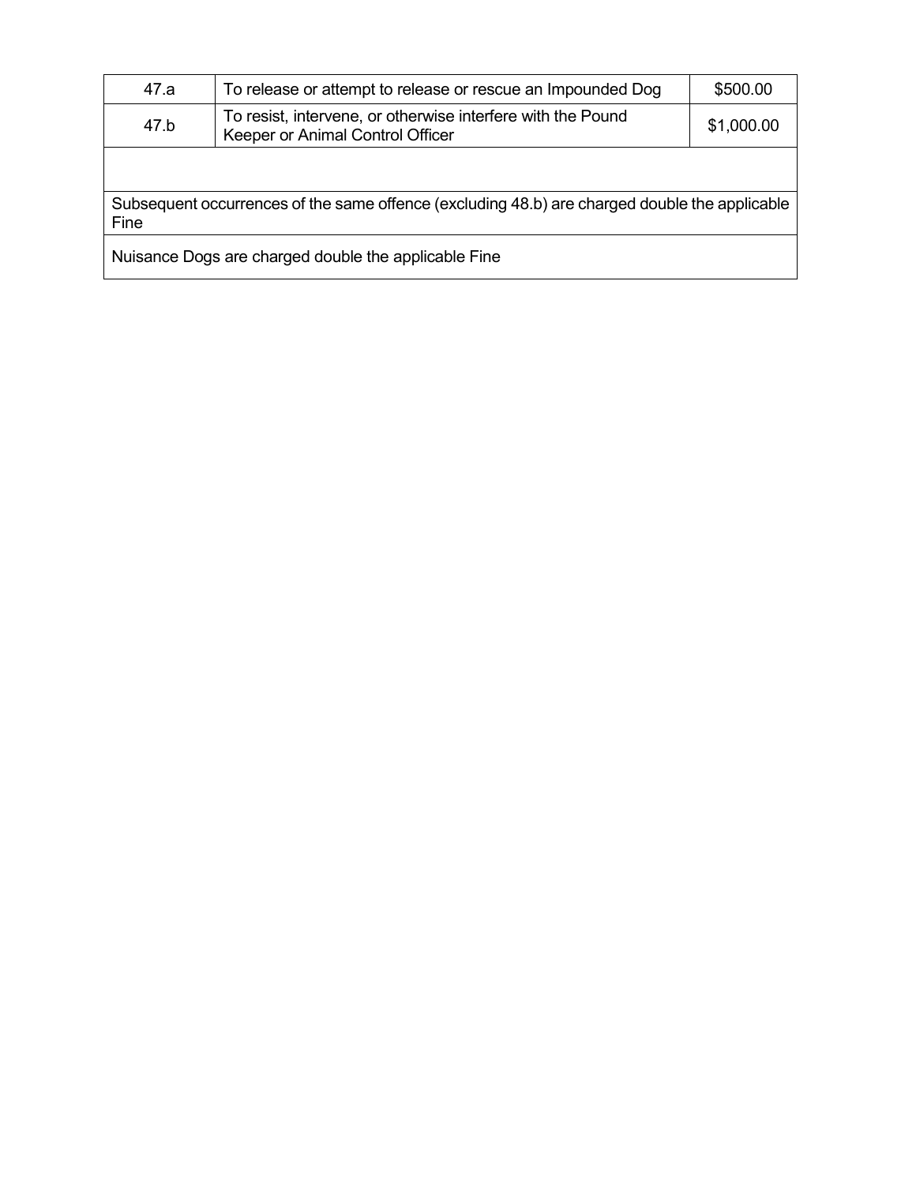| | | |
|---|---|---|
| 47.a | To release or attempt to release or rescue an Impounded Dog | $500.00 |
| 47.b | To resist, intervene, or otherwise interfere with the Pound Keeper or Animal Control Officer | $1,000.00 |
| | | |
| Subsequent occurrences of the same offence (excluding 48.b) are charged double the applicable Fine | | |
| Nuisance Dogs are charged double the applicable Fine | | |